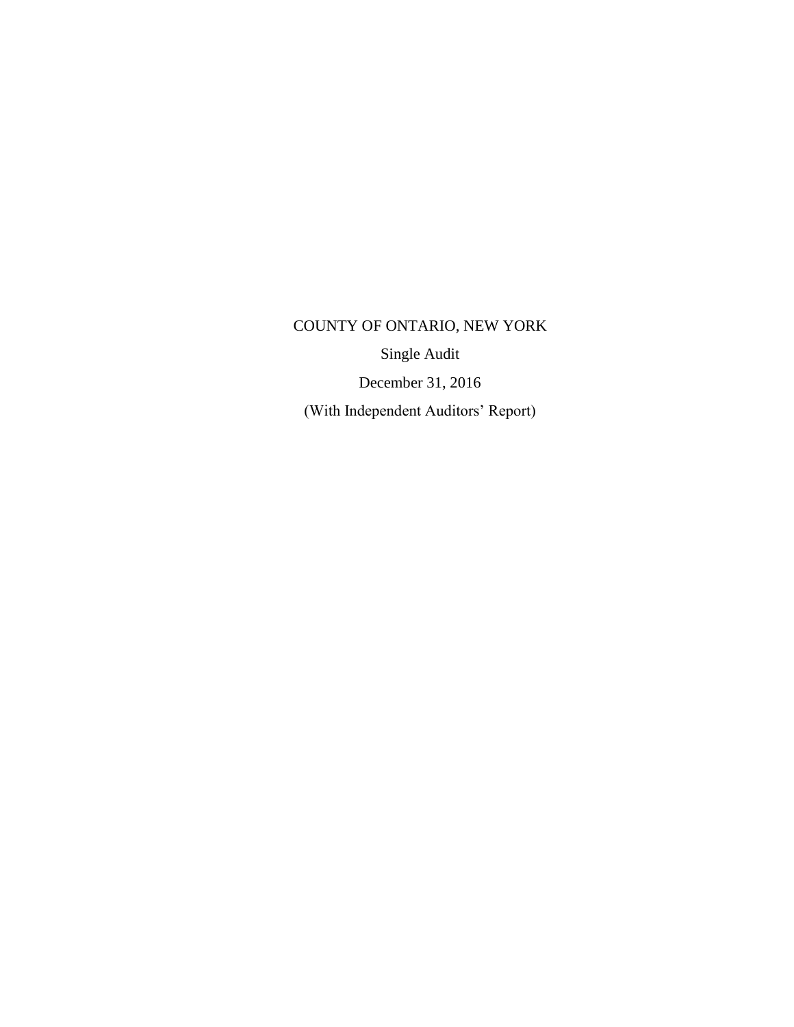# COUNTY OF ONTARIO, NEW YORK

Single Audit

December 31, 2016

(With Independent Auditors' Report)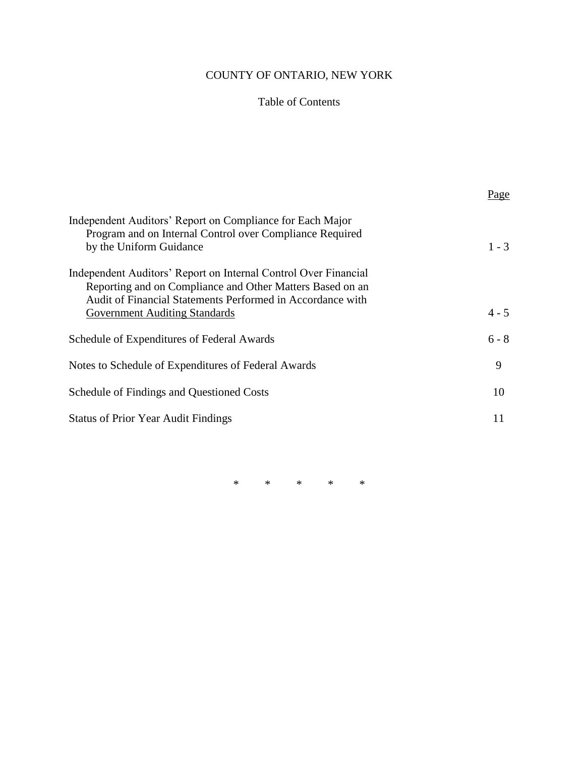# COUNTY OF ONTARIO, NEW YORK

## Table of Contents

| | Page |
|---|---|
| Independent Auditors' Report on Compliance for Each Major Program and on Internal Control over Compliance Required by the Uniform Guidance | 1 - 3 |
| Independent Auditors' Report on Internal Control Over Financial Reporting and on Compliance and Other Matters Based on an Audit of Financial Statements Performed in Accordance with Government Auditing Standards | 4 - 5 |
| Schedule of Expenditures of Federal Awards | 6 - 8 |
| Notes to Schedule of Expenditures of Federal Awards | 9 |
| Schedule of Findings and Questioned Costs | 10 |
| Status of Prior Year Audit Findings | 11 |

\*    \*    \*    \*    \*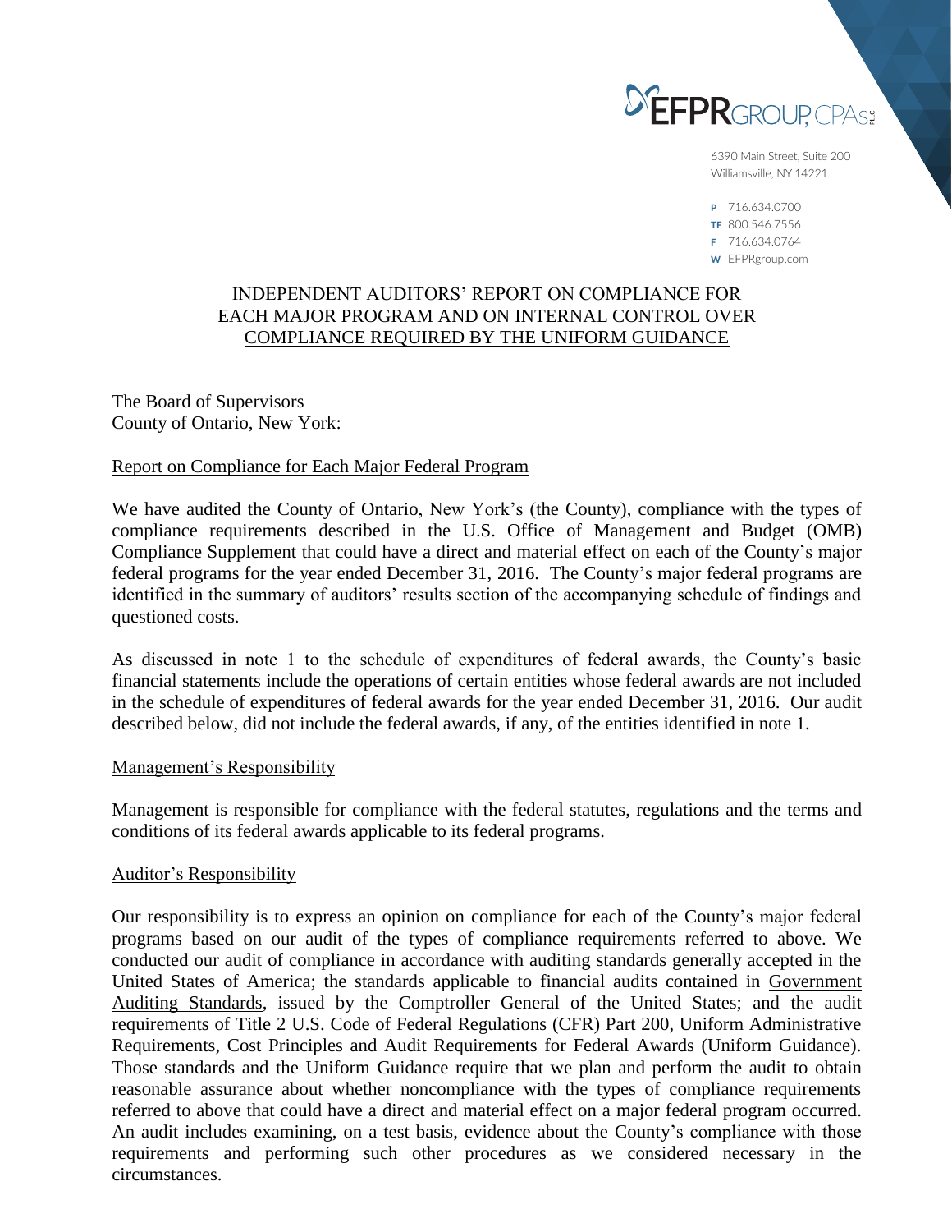EFPR GROUP, CPAs PLLC

6390 Main Street, Suite 200
Williamsville, NY 14221

P 716.634.0700
TF 800.546.7556
F 716.634.0764
W EFPRgroup.com

# INDEPENDENT AUDITORS' REPORT ON COMPLIANCE FOR EACH MAJOR PROGRAM AND ON INTERNAL CONTROL OVER COMPLIANCE REQUIRED BY THE UNIFORM GUIDANCE

The Board of Supervisors
County of Ontario, New York:

## Report on Compliance for Each Major Federal Program

We have audited the County of Ontario, New York's (the County), compliance with the types of compliance requirements described in the U.S. Office of Management and Budget (OMB) Compliance Supplement that could have a direct and material effect on each of the County's major federal programs for the year ended December 31, 2016. The County's major federal programs are identified in the summary of auditors' results section of the accompanying schedule of findings and questioned costs.

As discussed in note 1 to the schedule of expenditures of federal awards, the County's basic financial statements include the operations of certain entities whose federal awards are not included in the schedule of expenditures of federal awards for the year ended December 31, 2016. Our audit described below, did not include the federal awards, if any, of the entities identified in note 1.

## Management's Responsibility

Management is responsible for compliance with the federal statutes, regulations and the terms and conditions of its federal awards applicable to its federal programs.

## Auditor's Responsibility

Our responsibility is to express an opinion on compliance for each of the County's major federal programs based on our audit of the types of compliance requirements referred to above. We conducted our audit of compliance in accordance with auditing standards generally accepted in the United States of America; the standards applicable to financial audits contained in Government Auditing Standards, issued by the Comptroller General of the United States; and the audit requirements of Title 2 U.S. Code of Federal Regulations (CFR) Part 200, Uniform Administrative Requirements, Cost Principles and Audit Requirements for Federal Awards (Uniform Guidance). Those standards and the Uniform Guidance require that we plan and perform the audit to obtain reasonable assurance about whether noncompliance with the types of compliance requirements referred to above that could have a direct and material effect on a major federal program occurred. An audit includes examining, on a test basis, evidence about the County's compliance with those requirements and performing such other procedures as we considered necessary in the circumstances.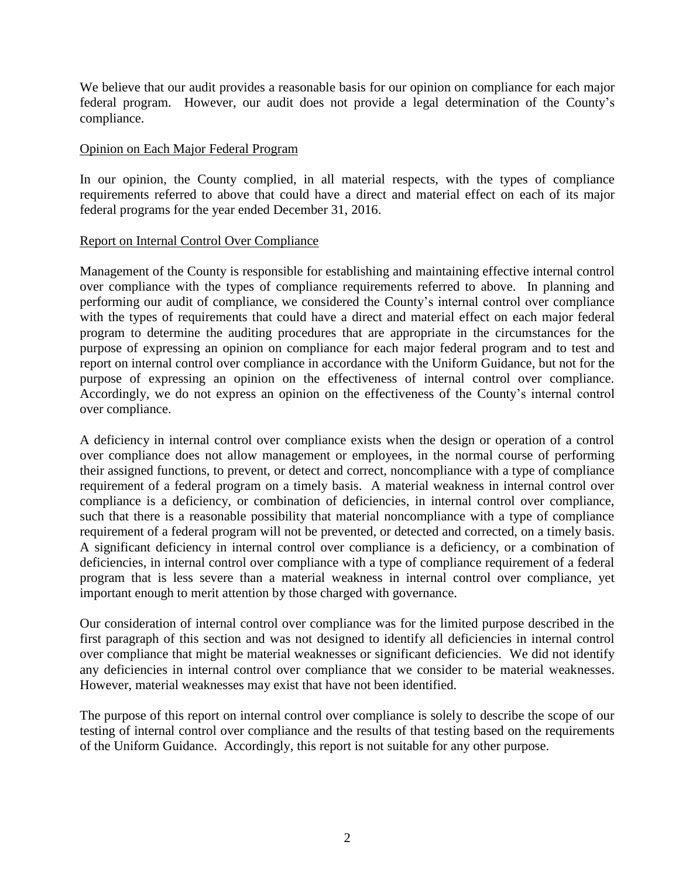We believe that our audit provides a reasonable basis for our opinion on compliance for each major federal program. However, our audit does not provide a legal determination of the County's compliance.

## Opinion on Each Major Federal Program

In our opinion, the County complied, in all material respects, with the types of compliance requirements referred to above that could have a direct and material effect on each of its major federal programs for the year ended December 31, 2016.

## Report on Internal Control Over Compliance

Management of the County is responsible for establishing and maintaining effective internal control over compliance with the types of compliance requirements referred to above. In planning and performing our audit of compliance, we considered the County's internal control over compliance with the types of requirements that could have a direct and material effect on each major federal program to determine the auditing procedures that are appropriate in the circumstances for the purpose of expressing an opinion on compliance for each major federal program and to test and report on internal control over compliance in accordance with the Uniform Guidance, but not for the purpose of expressing an opinion on the effectiveness of internal control over compliance. Accordingly, we do not express an opinion on the effectiveness of the County's internal control over compliance.

A deficiency in internal control over compliance exists when the design or operation of a control over compliance does not allow management or employees, in the normal course of performing their assigned functions, to prevent, or detect and correct, noncompliance with a type of compliance requirement of a federal program on a timely basis. A material weakness in internal control over compliance is a deficiency, or combination of deficiencies, in internal control over compliance, such that there is a reasonable possibility that material noncompliance with a type of compliance requirement of a federal program will not be prevented, or detected and corrected, on a timely basis. A significant deficiency in internal control over compliance is a deficiency, or a combination of deficiencies, in internal control over compliance with a type of compliance requirement of a federal program that is less severe than a material weakness in internal control over compliance, yet important enough to merit attention by those charged with governance.

Our consideration of internal control over compliance was for the limited purpose described in the first paragraph of this section and was not designed to identify all deficiencies in internal control over compliance that might be material weaknesses or significant deficiencies. We did not identify any deficiencies in internal control over compliance that we consider to be material weaknesses. However, material weaknesses may exist that have not been identified.

The purpose of this report on internal control over compliance is solely to describe the scope of our testing of internal control over compliance and the results of that testing based on the requirements of the Uniform Guidance. Accordingly, this report is not suitable for any other purpose.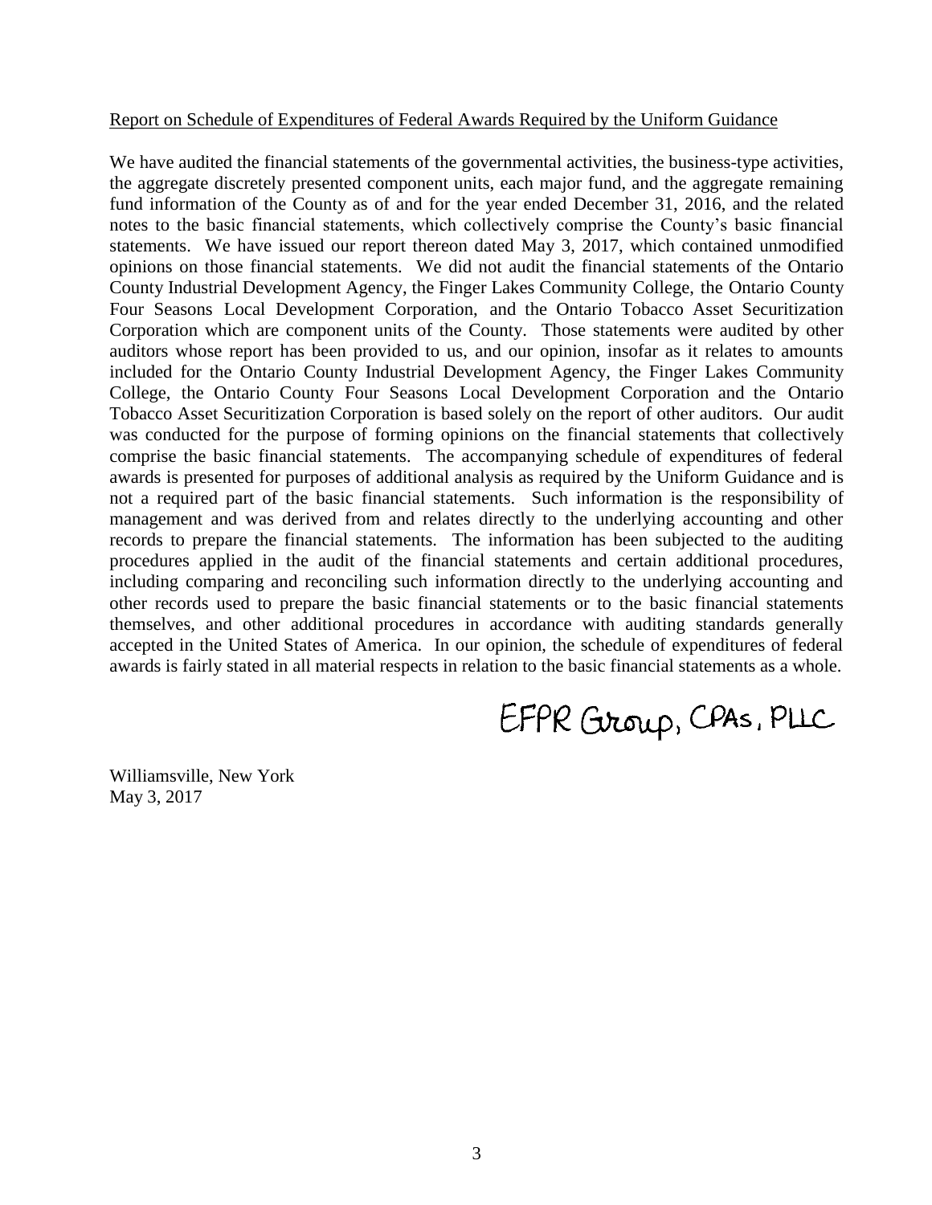Report on Schedule of Expenditures of Federal Awards Required by the Uniform Guidance

We have audited the financial statements of the governmental activities, the business-type activities, the aggregate discretely presented component units, each major fund, and the aggregate remaining fund information of the County as of and for the year ended December 31, 2016, and the related notes to the basic financial statements, which collectively comprise the County's basic financial statements. We have issued our report thereon dated May 3, 2017, which contained unmodified opinions on those financial statements. We did not audit the financial statements of the Ontario County Industrial Development Agency, the Finger Lakes Community College, the Ontario County Four Seasons Local Development Corporation, and the Ontario Tobacco Asset Securitization Corporation which are component units of the County. Those statements were audited by other auditors whose report has been provided to us, and our opinion, insofar as it relates to amounts included for the Ontario County Industrial Development Agency, the Finger Lakes Community College, the Ontario County Four Seasons Local Development Corporation and the Ontario Tobacco Asset Securitization Corporation is based solely on the report of other auditors. Our audit was conducted for the purpose of forming opinions on the financial statements that collectively comprise the basic financial statements. The accompanying schedule of expenditures of federal awards is presented for purposes of additional analysis as required by the Uniform Guidance and is not a required part of the basic financial statements. Such information is the responsibility of management and was derived from and relates directly to the underlying accounting and other records to prepare the financial statements. The information has been subjected to the auditing procedures applied in the audit of the financial statements and certain additional procedures, including comparing and reconciling such information directly to the underlying accounting and other records used to prepare the basic financial statements or to the basic financial statements themselves, and other additional procedures in accordance with auditing standards generally accepted in the United States of America. In our opinion, the schedule of expenditures of federal awards is fairly stated in all material respects in relation to the basic financial statements as a whole.

EFPR Group, CPAs, PLLC

Williamsville, New York
May 3, 2017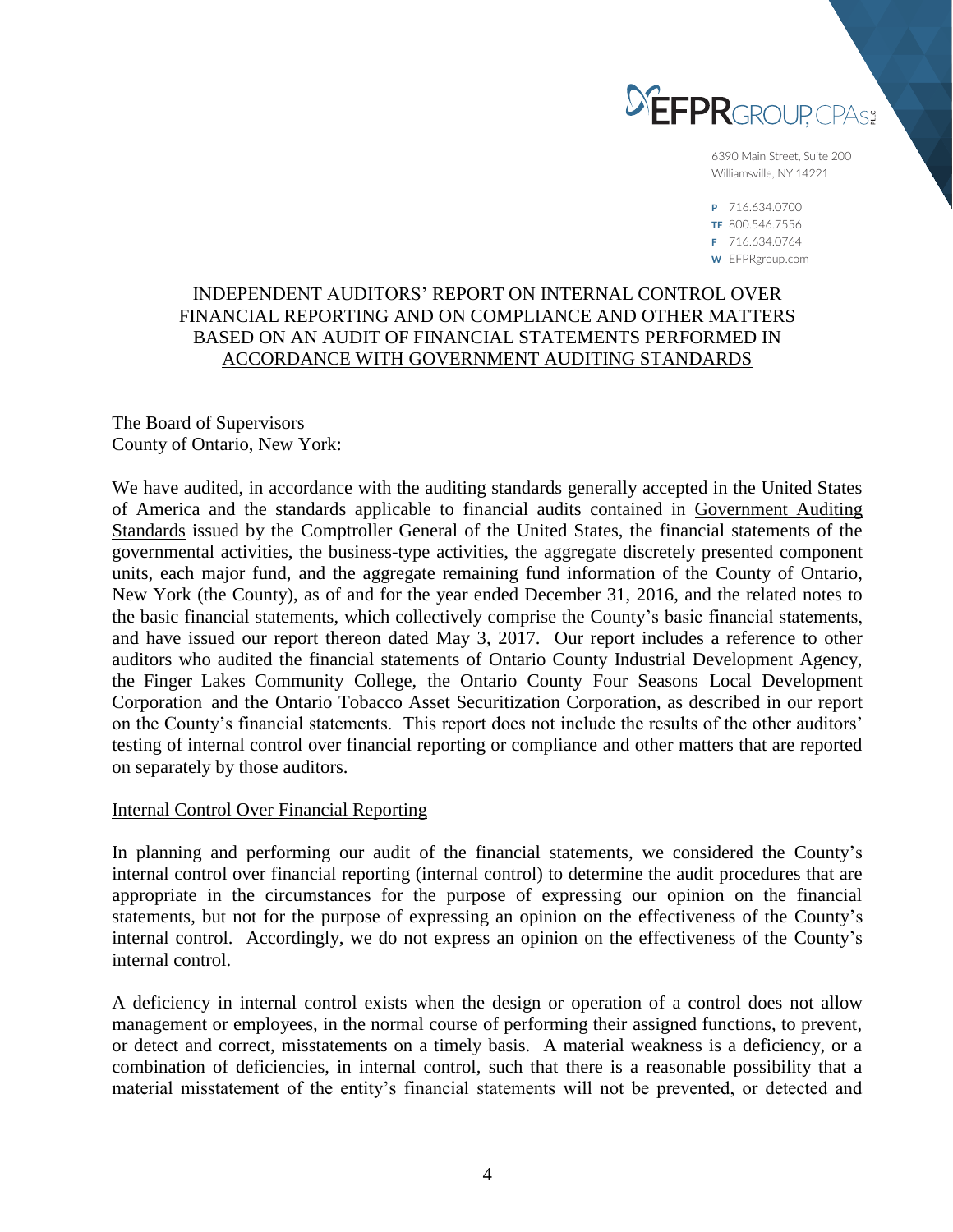EFPR GROUP, CPAs PLLC

6390 Main Street, Suite 200
Williamsville, NY 14221

P 716.634.0700
TF 800.546.7556
F 716.634.0764
W EFPRgroup.com

# INDEPENDENT AUDITORS' REPORT ON INTERNAL CONTROL OVER FINANCIAL REPORTING AND ON COMPLIANCE AND OTHER MATTERS BASED ON AN AUDIT OF FINANCIAL STATEMENTS PERFORMED IN ACCORDANCE WITH GOVERNMENT AUDITING STANDARDS

The Board of Supervisors
County of Ontario, New York:

We have audited, in accordance with the auditing standards generally accepted in the United States of America and the standards applicable to financial audits contained in Government Auditing Standards issued by the Comptroller General of the United States, the financial statements of the governmental activities, the business-type activities, the aggregate discretely presented component units, each major fund, and the aggregate remaining fund information of the County of Ontario, New York (the County), as of and for the year ended December 31, 2016, and the related notes to the basic financial statements, which collectively comprise the County's basic financial statements, and have issued our report thereon dated May 3, 2017. Our report includes a reference to other auditors who audited the financial statements of Ontario County Industrial Development Agency, the Finger Lakes Community College, the Ontario County Four Seasons Local Development Corporation and the Ontario Tobacco Asset Securitization Corporation, as described in our report on the County's financial statements. This report does not include the results of the other auditors' testing of internal control over financial reporting or compliance and other matters that are reported on separately by those auditors.

## Internal Control Over Financial Reporting

In planning and performing our audit of the financial statements, we considered the County's internal control over financial reporting (internal control) to determine the audit procedures that are appropriate in the circumstances for the purpose of expressing our opinion on the financial statements, but not for the purpose of expressing an opinion on the effectiveness of the County's internal control. Accordingly, we do not express an opinion on the effectiveness of the County's internal control.

A deficiency in internal control exists when the design or operation of a control does not allow management or employees, in the normal course of performing their assigned functions, to prevent, or detect and correct, misstatements on a timely basis. A material weakness is a deficiency, or a combination of deficiencies, in internal control, such that there is a reasonable possibility that a material misstatement of the entity's financial statements will not be prevented, or detected and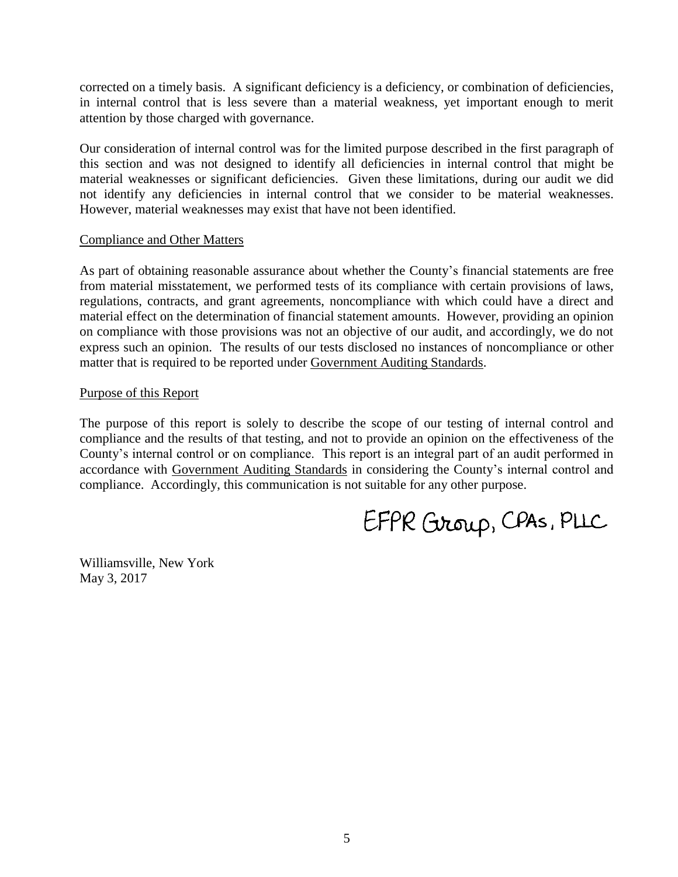corrected on a timely basis. A significant deficiency is a deficiency, or combination of deficiencies, in internal control that is less severe than a material weakness, yet important enough to merit attention by those charged with governance.

Our consideration of internal control was for the limited purpose described in the first paragraph of this section and was not designed to identify all deficiencies in internal control that might be material weaknesses or significant deficiencies. Given these limitations, during our audit we did not identify any deficiencies in internal control that we consider to be material weaknesses. However, material weaknesses may exist that have not been identified.

Compliance and Other Matters

As part of obtaining reasonable assurance about whether the County's financial statements are free from material misstatement, we performed tests of its compliance with certain provisions of laws, regulations, contracts, and grant agreements, noncompliance with which could have a direct and material effect on the determination of financial statement amounts. However, providing an opinion on compliance with those provisions was not an objective of our audit, and accordingly, we do not express such an opinion. The results of our tests disclosed no instances of noncompliance or other matter that is required to be reported under Government Auditing Standards.

Purpose of this Report

The purpose of this report is solely to describe the scope of our testing of internal control and compliance and the results of that testing, and not to provide an opinion on the effectiveness of the County's internal control or on compliance. This report is an integral part of an audit performed in accordance with Government Auditing Standards in considering the County's internal control and compliance. Accordingly, this communication is not suitable for any other purpose.

EFPR Group, CPAs, PLLC

Williamsville, New York
May 3, 2017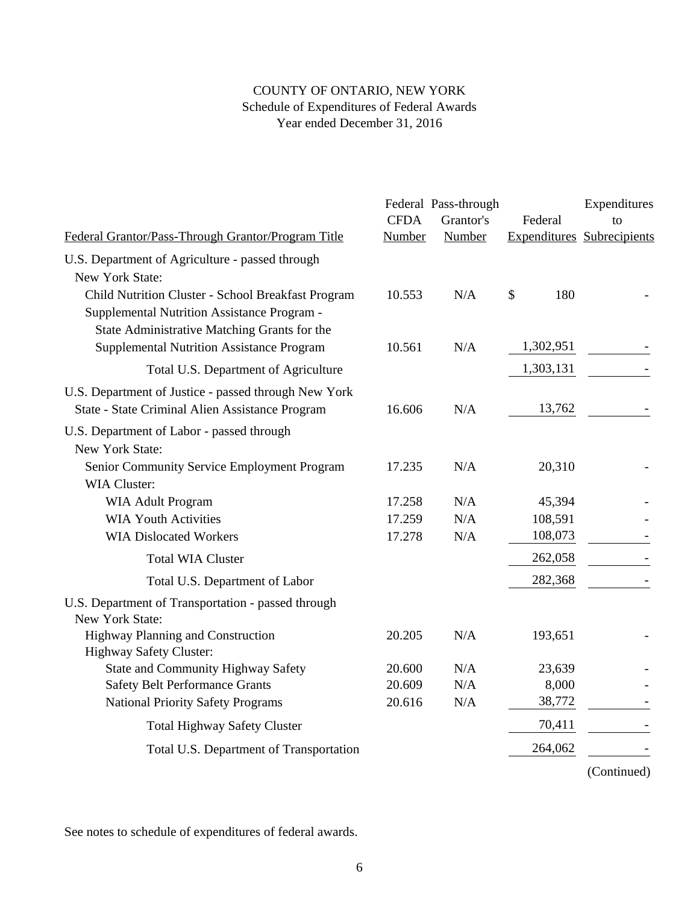# COUNTY OF ONTARIO, NEW YORK
## Schedule of Expenditures of Federal Awards
### Year ended December 31, 2016

| Federal Grantor/Pass-Through Grantor/Program Title | Federal CFDA Number | Pass-through Grantor's Number | Federal Expenditures | Expenditures to Subrecipients |
|---|---|---|---|---|
| U.S. Department of Agriculture - passed through New York State: | | | | |
| Child Nutrition Cluster - School Breakfast Program | 10.553 | N/A | $ 180 | - |
| Supplemental Nutrition Assistance Program - State Administrative Matching Grants for the Supplemental Nutrition Assistance Program | 10.561 | N/A | 1,302,951 | - |
| Total U.S. Department of Agriculture | | | 1,303,131 | - |
| U.S. Department of Justice - passed through New York State - State Criminal Alien Assistance Program | 16.606 | N/A | 13,762 | - |
| U.S. Department of Labor - passed through New York State: | | | | |
| Senior Community Service Employment Program | 17.235 | N/A | 20,310 | - |
| WIA Cluster: | | | | |
| WIA Adult Program | 17.258 | N/A | 45,394 | - |
| WIA Youth Activities | 17.259 | N/A | 108,591 | - |
| WIA Dislocated Workers | 17.278 | N/A | 108,073 | - |
| Total WIA Cluster | | | 262,058 | - |
| Total U.S. Department of Labor | | | 282,368 | - |
| U.S. Department of Transportation - passed through New York State: | | | | |
| Highway Planning and Construction | 20.205 | N/A | 193,651 | - |
| Highway Safety Cluster: | | | | |
| State and Community Highway Safety | 20.600 | N/A | 23,639 | - |
| Safety Belt Performance Grants | 20.609 | N/A | 8,000 | - |
| National Priority Safety Programs | 20.616 | N/A | 38,772 | - |
| Total Highway Safety Cluster | | | 70,411 | - |
| Total U.S. Department of Transportation | | | 264,062 | - |

(Continued)

See notes to schedule of expenditures of federal awards.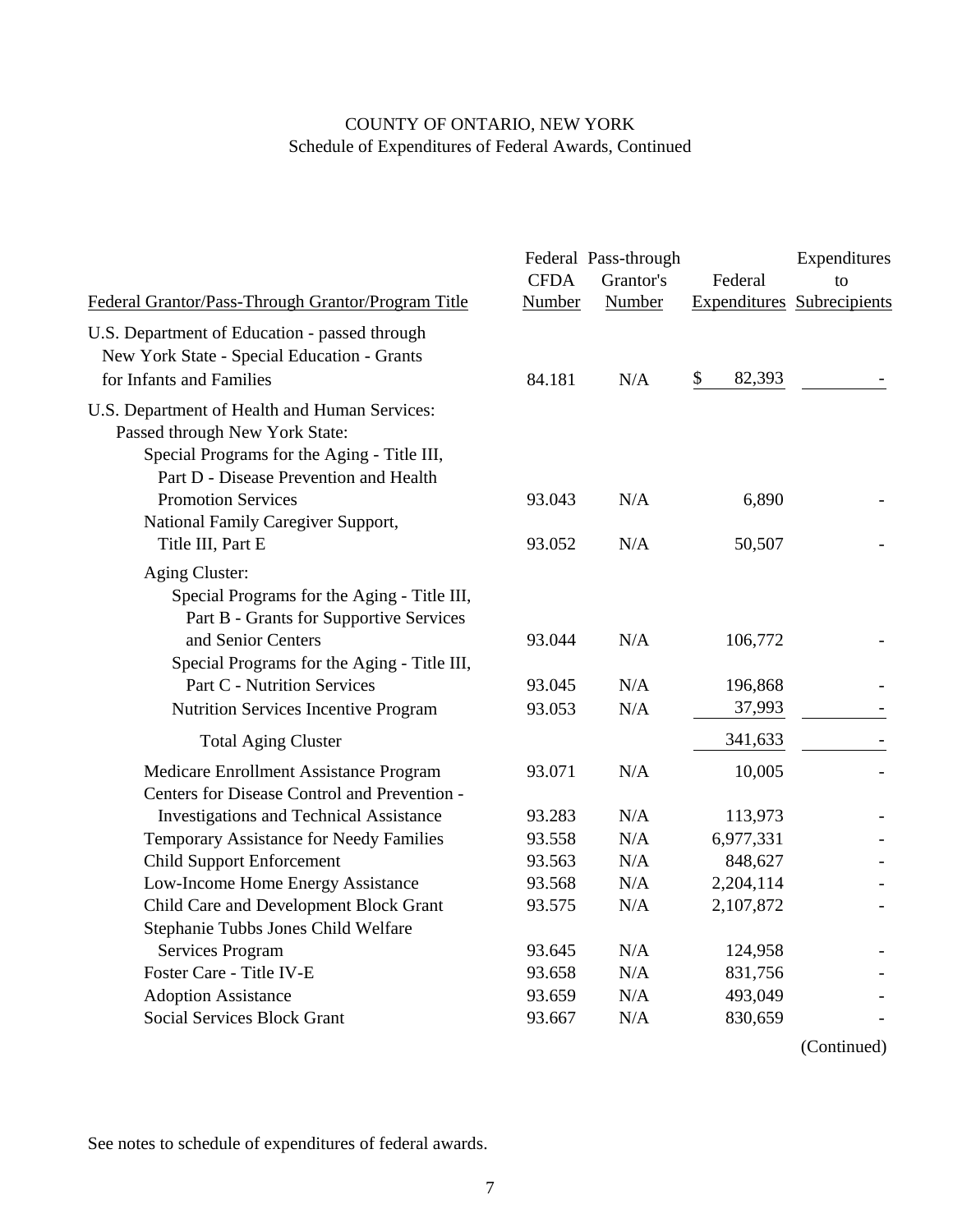COUNTY OF ONTARIO, NEW YORK

Schedule of Expenditures of Federal Awards, Continued

| Federal Grantor/Pass-Through Grantor/Program Title | Federal CFDA Number | Pass-through Grantor's Number | Federal Expenditures | Expenditures to Subrecipients |
|---|---|---|---|---|
| U.S. Department of Education - passed through New York State - Special Education - Grants for Infants and Families | 84.181 | N/A | $ 82,393 | - |
| U.S. Department of Health and Human Services: | | | | |
| Passed through New York State: | | | | |
| Special Programs for the Aging - Title III, Part D - Disease Prevention and Health Promotion Services | 93.043 | N/A | 6,890 | - |
| National Family Caregiver Support, Title III, Part E | 93.052 | N/A | 50,507 | - |
| Aging Cluster: | | | | |
| Special Programs for the Aging - Title III, Part B - Grants for Supportive Services and Senior Centers | 93.044 | N/A | 106,772 | - |
| Special Programs for the Aging - Title III, Part C - Nutrition Services | 93.045 | N/A | 196,868 | - |
| Nutrition Services Incentive Program | 93.053 | N/A | 37,993 | - |
| Total Aging Cluster | | | 341,633 | - |
| Medicare Enrollment Assistance Program | 93.071 | N/A | 10,005 | - |
| Centers for Disease Control and Prevention - Investigations and Technical Assistance | 93.283 | N/A | 113,973 | - |
| Temporary Assistance for Needy Families | 93.558 | N/A | 6,977,331 | - |
| Child Support Enforcement | 93.563 | N/A | 848,627 | - |
| Low-Income Home Energy Assistance | 93.568 | N/A | 2,204,114 | - |
| Child Care and Development Block Grant | 93.575 | N/A | 2,107,872 | - |
| Stephanie Tubbs Jones Child Welfare Services Program | 93.645 | N/A | 124,958 | - |
| Foster Care - Title IV-E | 93.658 | N/A | 831,756 | - |
| Adoption Assistance | 93.659 | N/A | 493,049 | - |
| Social Services Block Grant | 93.667 | N/A | 830,659 | - |

(Continued)

See notes to schedule of expenditures of federal awards.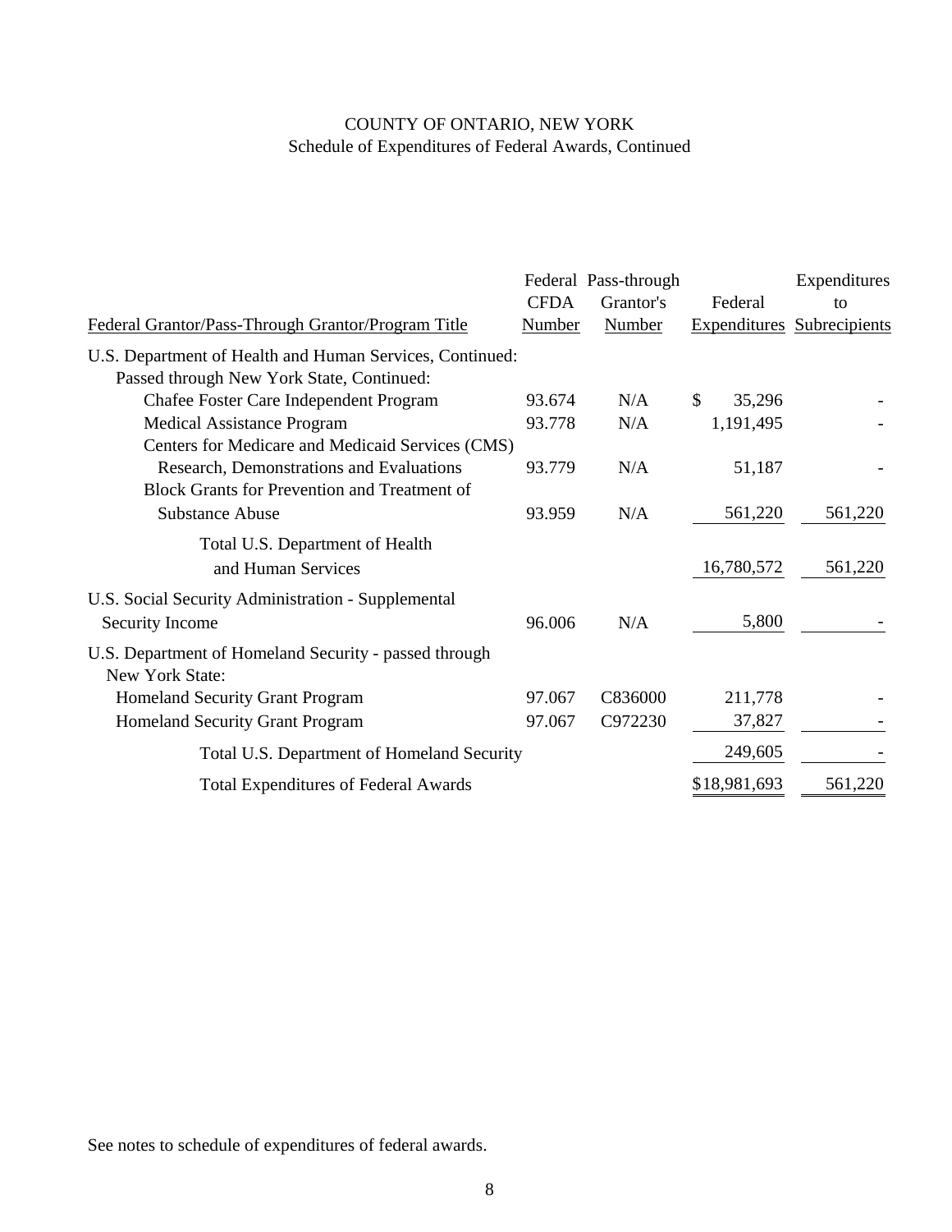# COUNTY OF ONTARIO, NEW YORK

Schedule of Expenditures of Federal Awards, Continued

| Federal Grantor/Pass-Through Grantor/Program Title | Federal CFDA Number | Pass-through Grantor's Number | Federal Expenditures | Expenditures to Subrecipients |
|---|---|---|---|---|
| U.S. Department of Health and Human Services, Continued: | | | | |
| Passed through New York State, Continued: | | | | |
| Chafee Foster Care Independent Program | 93.674 | N/A | $ 35,296 | - |
| Medical Assistance Program | 93.778 | N/A | 1,191,495 | - |
| Centers for Medicare and Medicaid Services (CMS) Research, Demonstrations and Evaluations | 93.779 | N/A | 51,187 | - |
| Block Grants for Prevention and Treatment of Substance Abuse | 93.959 | N/A | 561,220 | 561,220 |
| Total U.S. Department of Health and Human Services | | | 16,780,572 | 561,220 |
| U.S. Social Security Administration - Supplemental Security Income | 96.006 | N/A | 5,800 | - |
| U.S. Department of Homeland Security - passed through New York State: | | | | |
| Homeland Security Grant Program | 97.067 | C836000 | 211,778 | - |
| Homeland Security Grant Program | 97.067 | C972230 | 37,827 | - |
| Total U.S. Department of Homeland Security | | | 249,605 | - |
| Total Expenditures of Federal Awards | | | $18,981,693 | 561,220 |

See notes to schedule of expenditures of federal awards.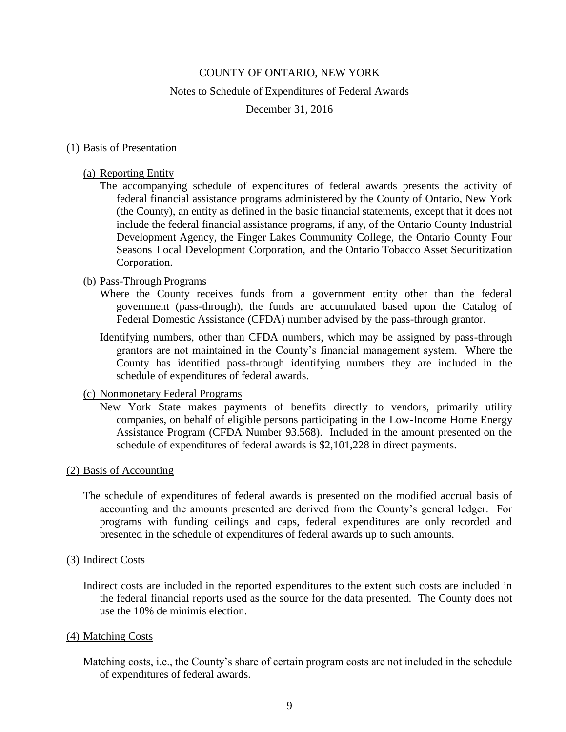# COUNTY OF ONTARIO, NEW YORK

## Notes to Schedule of Expenditures of Federal Awards

### December 31, 2016

## (1) Basis of Presentation

### (a) Reporting Entity

The accompanying schedule of expenditures of federal awards presents the activity of federal financial assistance programs administered by the County of Ontario, New York (the County), an entity as defined in the basic financial statements, except that it does not include the federal financial assistance programs, if any, of the Ontario County Industrial Development Agency, the Finger Lakes Community College, the Ontario County Four Seasons Local Development Corporation, and the Ontario Tobacco Asset Securitization Corporation.

### (b) Pass-Through Programs

Where the County receives funds from a government entity other than the federal government (pass-through), the funds are accumulated based upon the Catalog of Federal Domestic Assistance (CFDA) number advised by the pass-through grantor.

Identifying numbers, other than CFDA numbers, which may be assigned by pass-through grantors are not maintained in the County's financial management system. Where the County has identified pass-through identifying numbers they are included in the schedule of expenditures of federal awards.

### (c) Nonmonetary Federal Programs

New York State makes payments of benefits directly to vendors, primarily utility companies, on behalf of eligible persons participating in the Low-Income Home Energy Assistance Program (CFDA Number 93.568). Included in the amount presented on the schedule of expenditures of federal awards is $2,101,228 in direct payments.

## (2) Basis of Accounting

The schedule of expenditures of federal awards is presented on the modified accrual basis of accounting and the amounts presented are derived from the County's general ledger. For programs with funding ceilings and caps, federal expenditures are only recorded and presented in the schedule of expenditures of federal awards up to such amounts.

## (3) Indirect Costs

Indirect costs are included in the reported expenditures to the extent such costs are included in the federal financial reports used as the source for the data presented. The County does not use the 10% de minimis election.

## (4) Matching Costs

Matching costs, i.e., the County's share of certain program costs are not included in the schedule of expenditures of federal awards.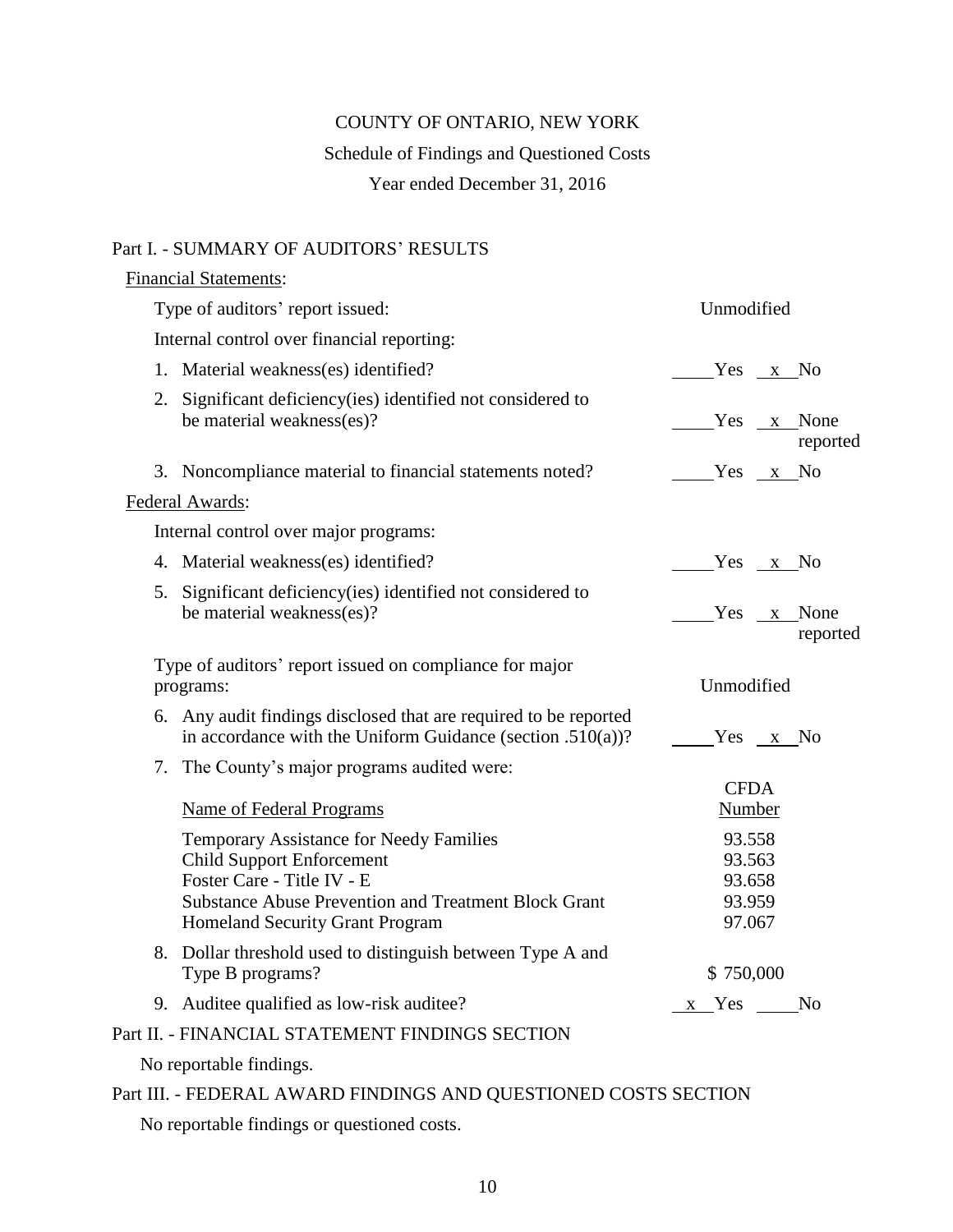# COUNTY OF ONTARIO, NEW YORK

## Schedule of Findings and Questioned Costs

### Year ended December 31, 2016

## Part I. - SUMMARY OF AUDITORS' RESULTS

Financial Statements:

Type of auditors' report issued: Unmodified

Internal control over financial reporting:

1. Material weakness(es) identified? ____ Yes __x__ No
2. Significant deficiency(ies) identified not considered to be material weakness(es)? ____ Yes __x__ None reported
3. Noncompliance material to financial statements noted? ____ Yes __x__ No

Federal Awards:

Internal control over major programs:

4. Material weakness(es) identified? ____ Yes __x__ No
5. Significant deficiency(ies) identified not considered to be material weakness(es)? ____ Yes __x__ None reported

Type of auditors' report issued on compliance for major programs: Unmodified

6. Any audit findings disclosed that are required to be reported in accordance with the Uniform Guidance (section .510(a))? ____ Yes __x__ No
7. The County's major programs audited were:

| Name of Federal Programs | CFDA Number |
|---|---|
| Temporary Assistance for Needy Families | 93.558 |
| Child Support Enforcement | 93.563 |
| Foster Care - Title IV - E | 93.658 |
| Substance Abuse Prevention and Treatment Block Grant | 93.959 |
| Homeland Security Grant Program | 97.067 |

8. Dollar threshold used to distinguish between Type A and Type B programs? $ 750,000
9. Auditee qualified as low-risk auditee? __x__ Yes ____ No

## Part II. - FINANCIAL STATEMENT FINDINGS SECTION

No reportable findings.

## Part III. - FEDERAL AWARD FINDINGS AND QUESTIONED COSTS SECTION

No reportable findings or questioned costs.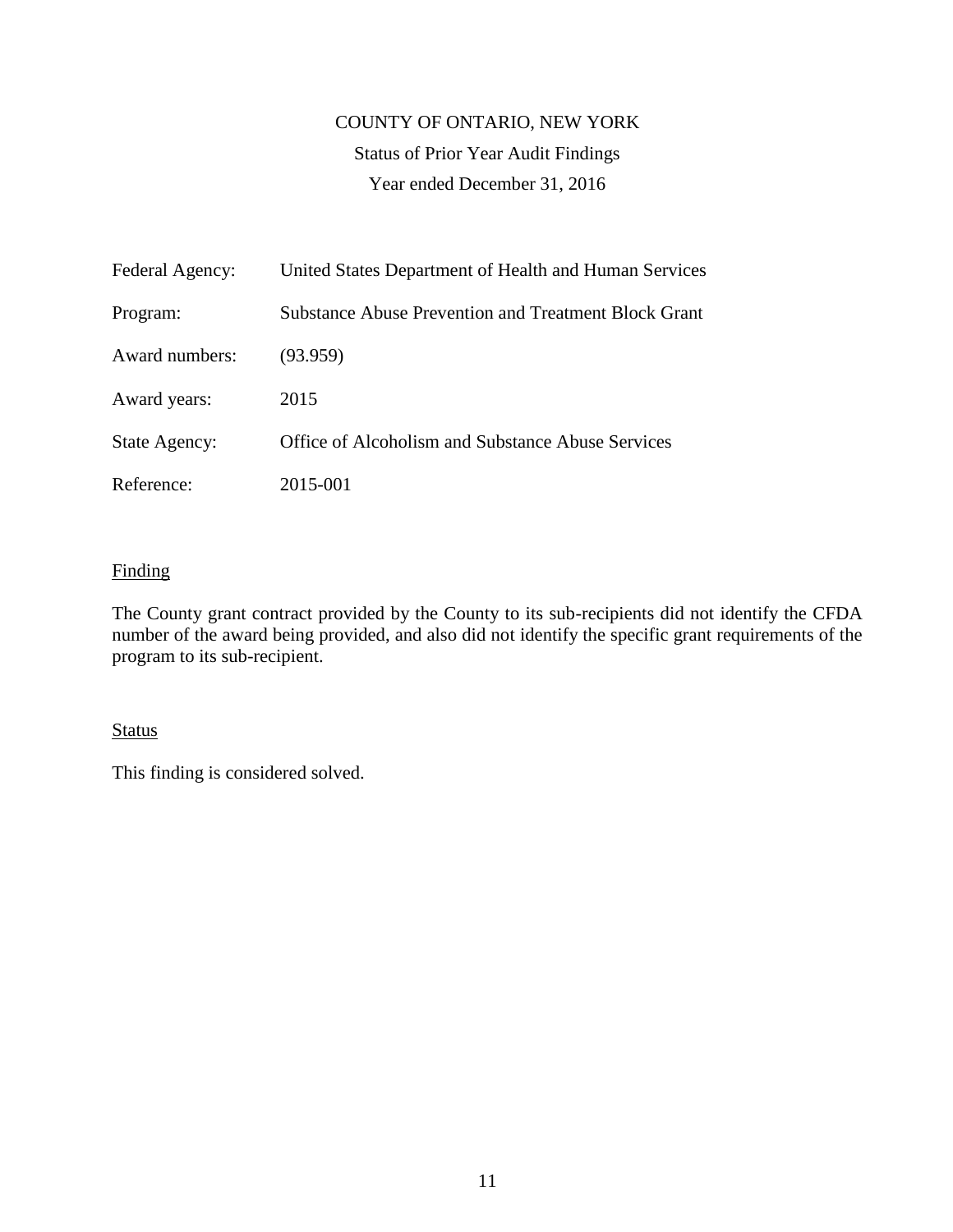# COUNTY OF ONTARIO, NEW YORK

## Status of Prior Year Audit Findings

### Year ended December 31, 2016

| | |
|---|---|
| Federal Agency: | United States Department of Health and Human Services |
| Program: | Substance Abuse Prevention and Treatment Block Grant |
| Award numbers: | (93.959) |
| Award years: | 2015 |
| State Agency: | Office of Alcoholism and Substance Abuse Services |
| Reference: | 2015-001 |

### Finding

The County grant contract provided by the County to its sub-recipients did not identify the CFDA number of the award being provided, and also did not identify the specific grant requirements of the program to its sub-recipient.

### Status

This finding is considered solved.